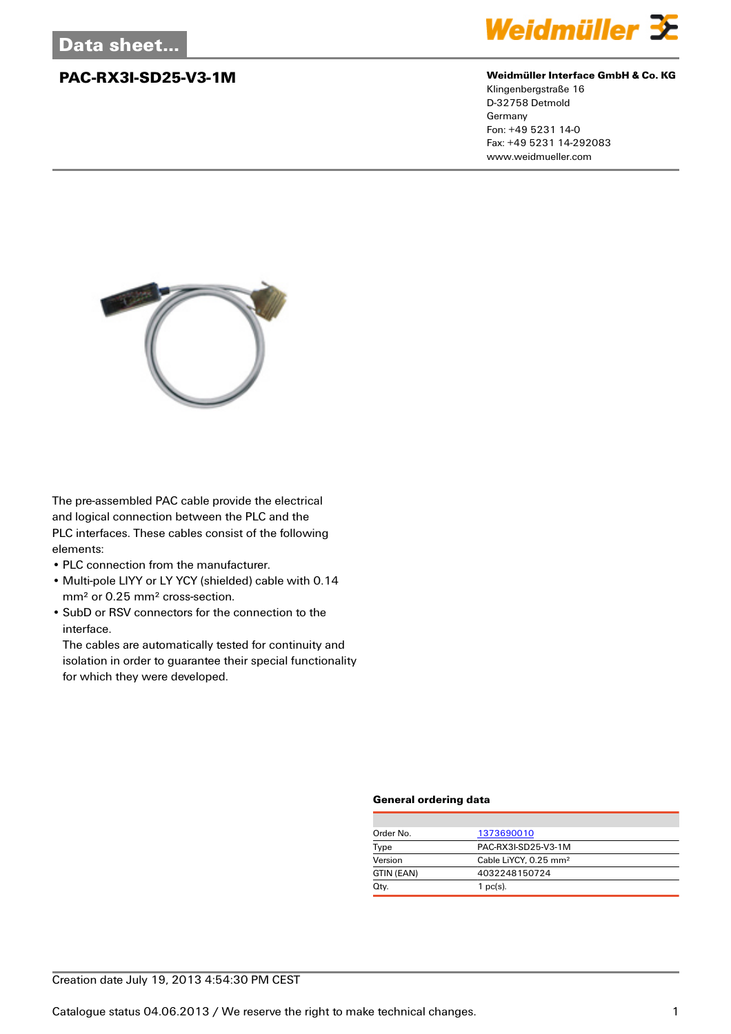Data sheet...

# PAC-RX3I-SD25-V3-1M

**Weidmüller Interface GmbH & Co. KG**
Klingenbergstraße 16
D-32758 Detmold
Germany
Fon: +49 5231 14-0
Fax: +49 5231 14-292083
www.weidmueller.com

The pre-assembled PAC cable provide the electrical and logical connection between the PLC and the PLC interfaces. These cables consist of the following elements:

- PLC connection from the manufacturer.
- Multi-pole LIYY or LY YCY (shielded) cable with 0.14 mm² or 0.25 mm² cross-section.
- SubD or RSV connectors for the connection to the interface.
  The cables are automatically tested for continuity and isolation in order to guarantee their special functionality for which they were developed.

### General ordering data

| | |
|---|---|
| Order No. | 1373690010 |
| Type | PAC-RX3I-SD25-V3-1M |
| Version | Cable LiYCY, 0.25 mm² |
| GTIN (EAN) | 4032248150724 |
| Qty. | 1 pc(s). |

Creation date July 19, 2013 4:54:30 PM CEST

Catalogue status 04.06.2013 / We reserve the right to make technical changes.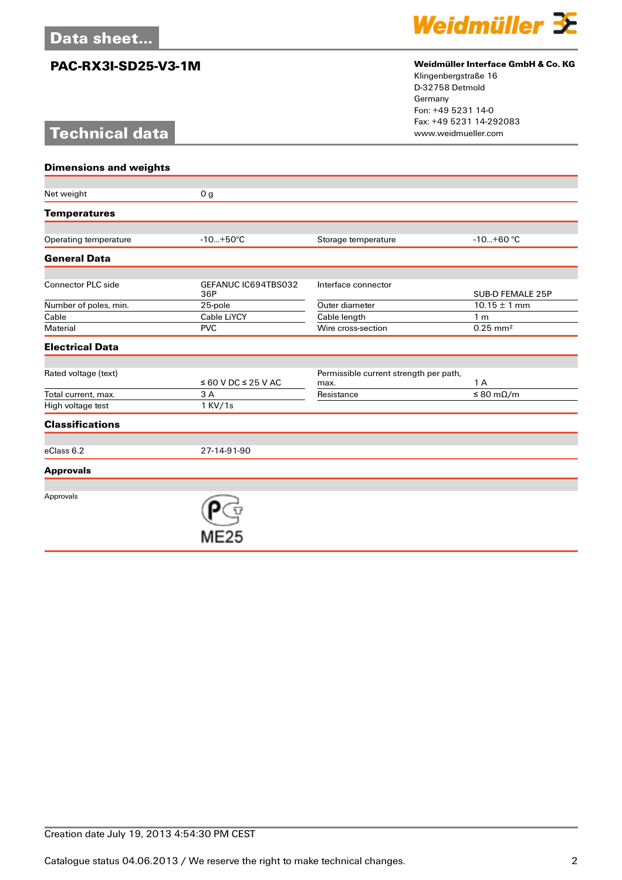# Data sheet...

## PAC-RX3I-SD25-V3-1M

**Weidmüller Interface GmbH & Co. KG**
Klingenbergstraße 16
D-32758 Detmold
Germany
Fon: +49 5231 14-0
Fax: +49 5231 14-292083
www.weidmueller.com

## Technical data

### Dimensions and weights

| | |
|---|---|
| Net weight | 0 g |

### Temperatures

| | | | |
|---|---|---|---|
| Operating temperature | -10...+50°C | Storage temperature | -10...+60 °C |

### General Data

| | | | |
|---|---|---|---|
| Connector PLC side | GEFANUC IC694TBS032 36P | Interface connector | SUB-D FEMALE 25P |
| Number of poles, min. | 25-pole | Outer diameter | 10.15 ± 1 mm |
| Cable | Cable LiYCY | Cable length | 1 m |
| Material | PVC | Wire cross-section | 0.25 mm² |

### Electrical Data

| | | | |
|---|---|---|---|
| Rated voltage (text) | ≤ 60 V DC ≤ 25 V AC | Permissible current strength per path, max. | 1 A |
| Total current, max. | 3 A | Resistance | ≤ 80 mΩ/m |
| High voltage test | 1 KV/1s | | |

### Classifications

| | |
|---|---|
| eClass 6.2 | 27-14-91-90 |

### Approvals

Approvals

ME25

Creation date July 19, 2013 4:54:30 PM CEST

Catalogue status 04.06.2013 / We reserve the right to make technical changes.